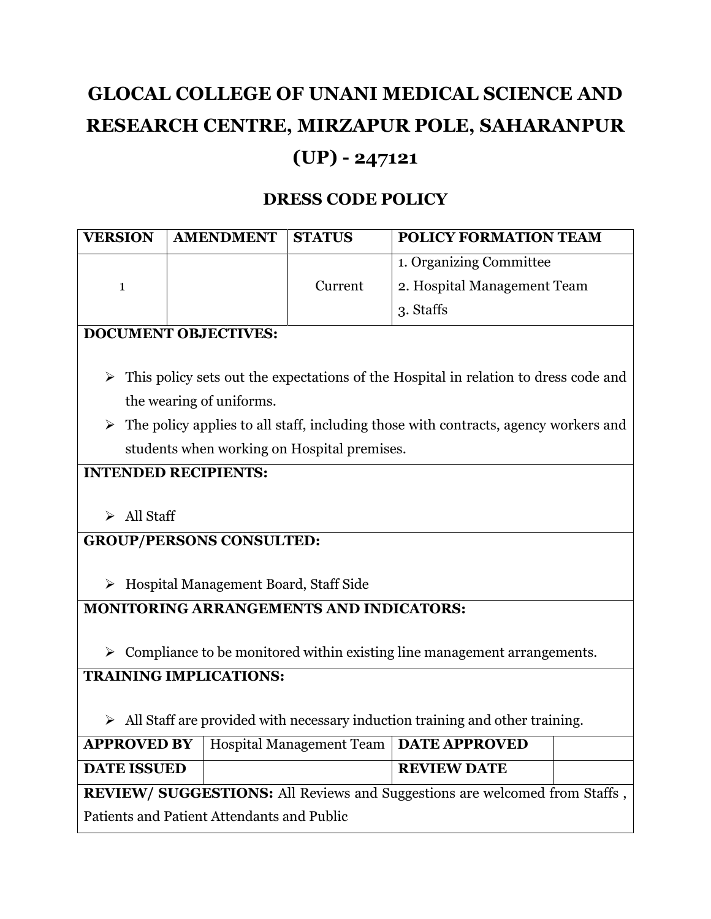# GLOCAL COLLEGE OF UNANI MEDICAL SCIENCE AND RESEARCH CENTRE, MIRZAPUR POLE, SAHARANPUR (UP) - 247121

## DRESS CODE POLICY

| VERSION | AMENDMENT | STATUS | POLICY FORMATION TEAM |
|---|---|---|---|
| 1 | | Current | 1. Organizing Committee<br>2. Hospital Management Team<br>3. Staffs |

**DOCUMENT OBJECTIVES:**

- This policy sets out the expectations of the Hospital in relation to dress code and the wearing of uniforms.
- The policy applies to all staff, including those with contracts, agency workers and students when working on Hospital premises.

**INTENDED RECIPIENTS:**

- All Staff

**GROUP/PERSONS CONSULTED:**

- Hospital Management Board, Staff Side

**MONITORING ARRANGEMENTS AND INDICATORS:**

- Compliance to be monitored within existing line management arrangements.

**TRAINING IMPLICATIONS:**

- All Staff are provided with necessary induction training and other training.

| APPROVED BY | Hospital Management Team | DATE APPROVED | |
|---|---|---|---|
| DATE ISSUED | | REVIEW DATE | |

**REVIEW/ SUGGESTIONS:** All Reviews and Suggestions are welcomed from Staffs , Patients and Patient Attendants and Public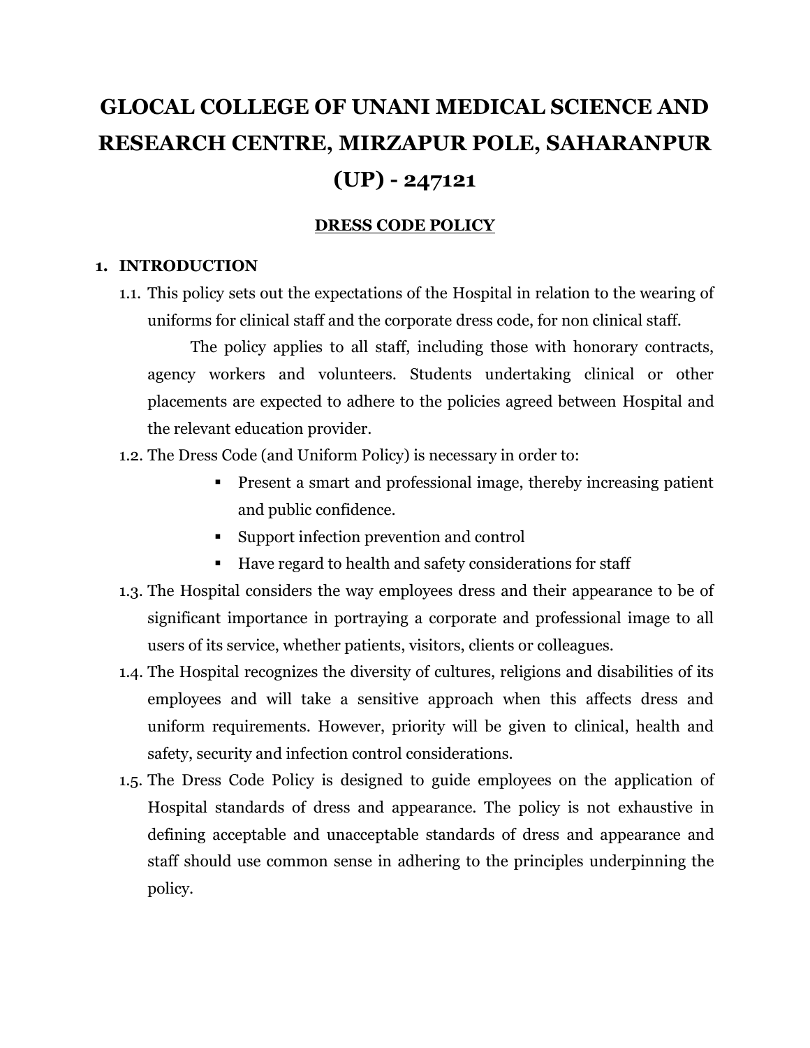# GLOCAL COLLEGE OF UNANI MEDICAL SCIENCE AND RESEARCH CENTRE, MIRZAPUR POLE, SAHARANPUR (UP) - 247121

## DRESS CODE POLICY

### 1. INTRODUCTION

1.1. This policy sets out the expectations of the Hospital in relation to the wearing of uniforms for clinical staff and the corporate dress code, for non clinical staff.

The policy applies to all staff, including those with honorary contracts, agency workers and volunteers. Students undertaking clinical or other placements are expected to adhere to the policies agreed between Hospital and the relevant education provider.

1.2. The Dress Code (and Uniform Policy) is necessary in order to:

- Present a smart and professional image, thereby increasing patient and public confidence.
- Support infection prevention and control
- Have regard to health and safety considerations for staff

1.3. The Hospital considers the way employees dress and their appearance to be of significant importance in portraying a corporate and professional image to all users of its service, whether patients, visitors, clients or colleagues.

1.4. The Hospital recognizes the diversity of cultures, religions and disabilities of its employees and will take a sensitive approach when this affects dress and uniform requirements. However, priority will be given to clinical, health and safety, security and infection control considerations.

1.5. The Dress Code Policy is designed to guide employees on the application of Hospital standards of dress and appearance. The policy is not exhaustive in defining acceptable and unacceptable standards of dress and appearance and staff should use common sense in adhering to the principles underpinning the policy.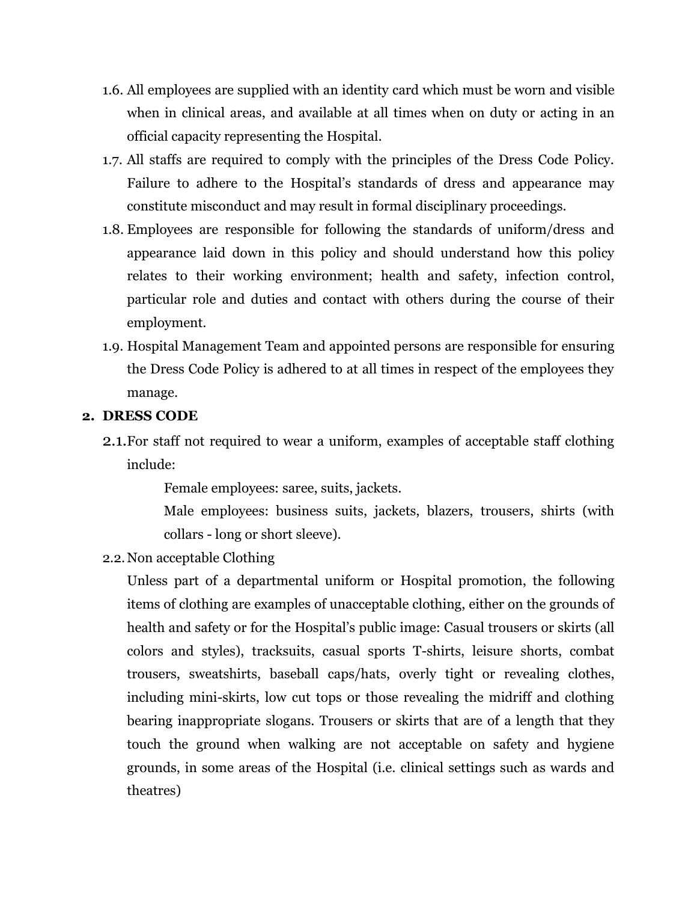1.6. All employees are supplied with an identity card which must be worn and visible when in clinical areas, and available at all times when on duty or acting in an official capacity representing the Hospital.

1.7. All staffs are required to comply with the principles of the Dress Code Policy. Failure to adhere to the Hospital's standards of dress and appearance may constitute misconduct and may result in formal disciplinary proceedings.

1.8. Employees are responsible for following the standards of uniform/dress and appearance laid down in this policy and should understand how this policy relates to their working environment; health and safety, infection control, particular role and duties and contact with others during the course of their employment.

1.9. Hospital Management Team and appointed persons are responsible for ensuring the Dress Code Policy is adhered to at all times in respect of the employees they manage.

## 2. DRESS CODE

**2.1.** For staff not required to wear a uniform, examples of acceptable staff clothing include:

Female employees: saree, suits, jackets.

Male employees: business suits, jackets, blazers, trousers, shirts (with collars - long or short sleeve).

2.2. Non acceptable Clothing

Unless part of a departmental uniform or Hospital promotion, the following items of clothing are examples of unacceptable clothing, either on the grounds of health and safety or for the Hospital's public image: Casual trousers or skirts (all colors and styles), tracksuits, casual sports T-shirts, leisure shorts, combat trousers, sweatshirts, baseball caps/hats, overly tight or revealing clothes, including mini-skirts, low cut tops or those revealing the midriff and clothing bearing inappropriate slogans. Trousers or skirts that are of a length that they touch the ground when walking are not acceptable on safety and hygiene grounds, in some areas of the Hospital (i.e. clinical settings such as wards and theatres)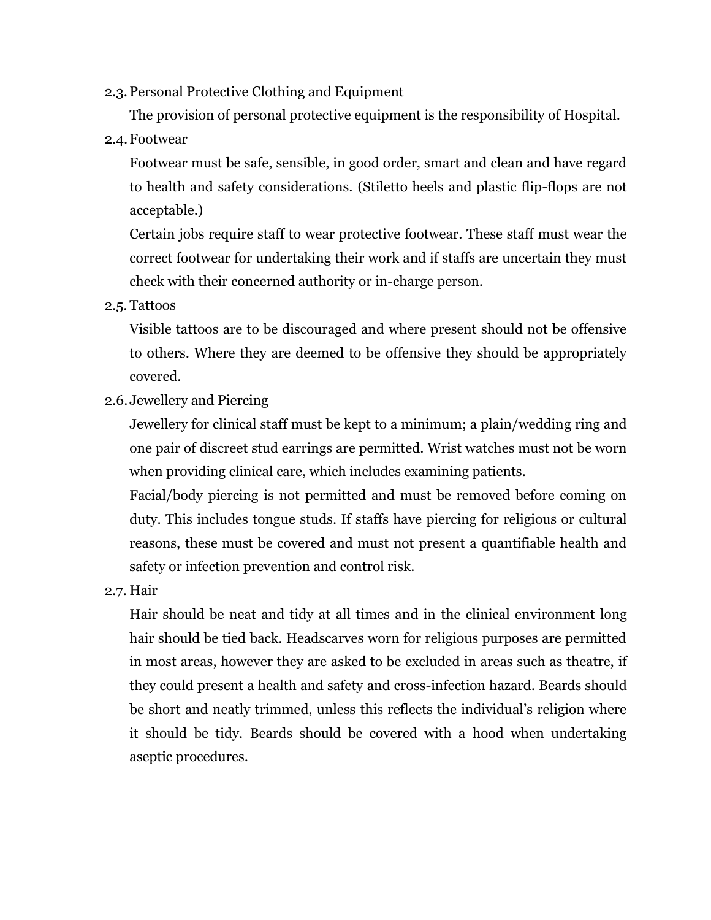### 2.3. Personal Protective Clothing and Equipment

The provision of personal protective equipment is the responsibility of Hospital.

### 2.4. Footwear

Footwear must be safe, sensible, in good order, smart and clean and have regard to health and safety considerations. (Stiletto heels and plastic flip-flops are not acceptable.)

Certain jobs require staff to wear protective footwear. These staff must wear the correct footwear for undertaking their work and if staffs are uncertain they must check with their concerned authority or in-charge person.

### 2.5. Tattoos

Visible tattoos are to be discouraged and where present should not be offensive to others. Where they are deemed to be offensive they should be appropriately covered.

### 2.6. Jewellery and Piercing

Jewellery for clinical staff must be kept to a minimum; a plain/wedding ring and one pair of discreet stud earrings are permitted. Wrist watches must not be worn when providing clinical care, which includes examining patients.

Facial/body piercing is not permitted and must be removed before coming on duty. This includes tongue studs. If staffs have piercing for religious or cultural reasons, these must be covered and must not present a quantifiable health and safety or infection prevention and control risk.

### 2.7. Hair

Hair should be neat and tidy at all times and in the clinical environment long hair should be tied back. Headscarves worn for religious purposes are permitted in most areas, however they are asked to be excluded in areas such as theatre, if they could present a health and safety and cross-infection hazard. Beards should be short and neatly trimmed, unless this reflects the individual's religion where it should be tidy. Beards should be covered with a hood when undertaking aseptic procedures.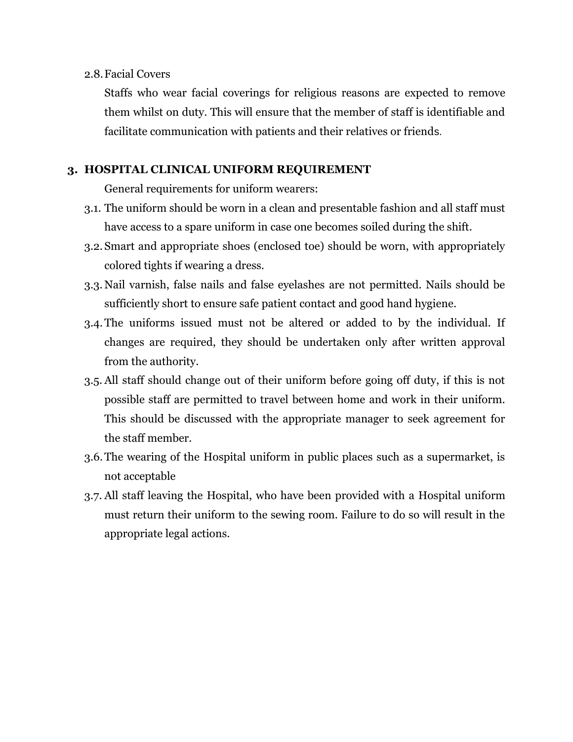2.8. Facial Covers

Staffs who wear facial coverings for religious reasons are expected to remove them whilst on duty. This will ensure that the member of staff is identifiable and facilitate communication with patients and their relatives or friends.

## 3. HOSPITAL CLINICAL UNIFORM REQUIREMENT

General requirements for uniform wearers:

3.1. The uniform should be worn in a clean and presentable fashion and all staff must have access to a spare uniform in case one becomes soiled during the shift.

3.2. Smart and appropriate shoes (enclosed toe) should be worn, with appropriately colored tights if wearing a dress.

3.3. Nail varnish, false nails and false eyelashes are not permitted. Nails should be sufficiently short to ensure safe patient contact and good hand hygiene.

3.4. The uniforms issued must not be altered or added to by the individual. If changes are required, they should be undertaken only after written approval from the authority.

3.5. All staff should change out of their uniform before going off duty, if this is not possible staff are permitted to travel between home and work in their uniform. This should be discussed with the appropriate manager to seek agreement for the staff member.

3.6. The wearing of the Hospital uniform in public places such as a supermarket, is not acceptable

3.7. All staff leaving the Hospital, who have been provided with a Hospital uniform must return their uniform to the sewing room. Failure to do so will result in the appropriate legal actions.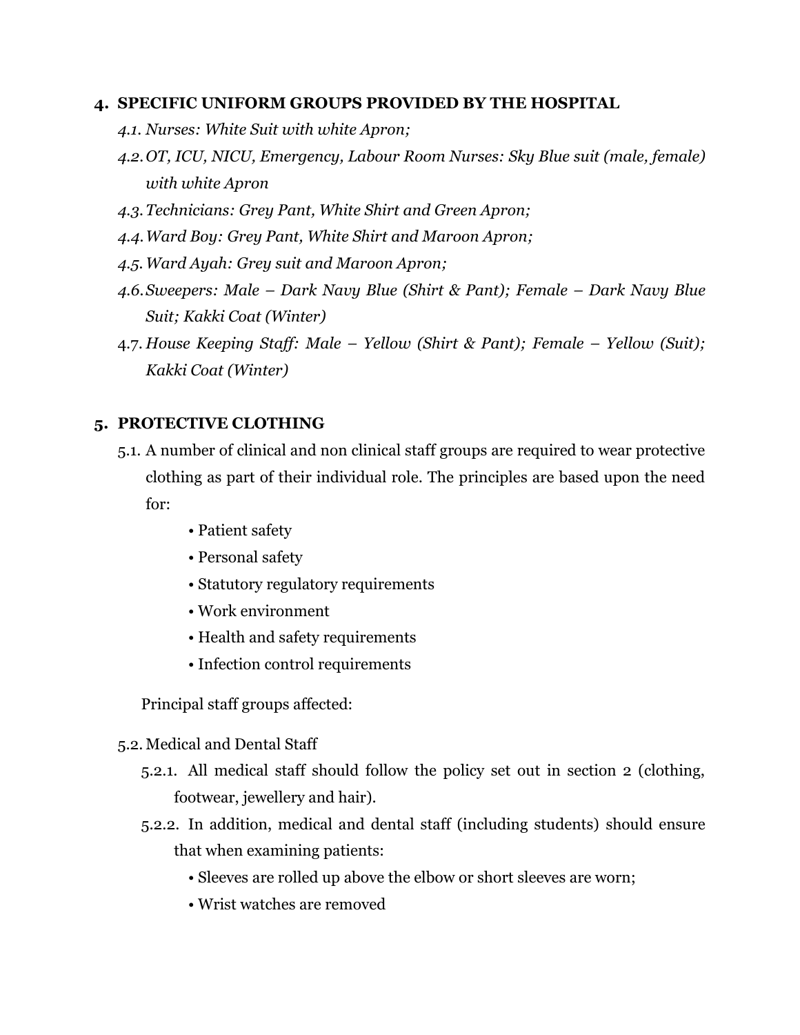## 4. SPECIFIC UNIFORM GROUPS PROVIDED BY THE HOSPITAL

*4.1. Nurses: White Suit with white Apron;*

*4.2. OT, ICU, NICU, Emergency, Labour Room Nurses: Sky Blue suit (male, female) with white Apron*

*4.3. Technicians: Grey Pant, White Shirt and Green Apron;*

*4.4. Ward Boy: Grey Pant, White Shirt and Maroon Apron;*

*4.5. Ward Ayah: Grey suit and Maroon Apron;*

*4.6. Sweepers: Male – Dark Navy Blue (Shirt & Pant); Female – Dark Navy Blue Suit; Kakki Coat (Winter)*

4.7. *House Keeping Staff: Male – Yellow (Shirt & Pant); Female – Yellow (Suit); Kakki Coat (Winter)*

## 5. PROTECTIVE CLOTHING

5.1. A number of clinical and non clinical staff groups are required to wear protective clothing as part of their individual role. The principles are based upon the need for:

- Patient safety
- Personal safety
- Statutory regulatory requirements
- Work environment
- Health and safety requirements
- Infection control requirements

Principal staff groups affected:

5.2. Medical and Dental Staff

5.2.1. All medical staff should follow the policy set out in section 2 (clothing, footwear, jewellery and hair).

5.2.2. In addition, medical and dental staff (including students) should ensure that when examining patients:

- Sleeves are rolled up above the elbow or short sleeves are worn;
- Wrist watches are removed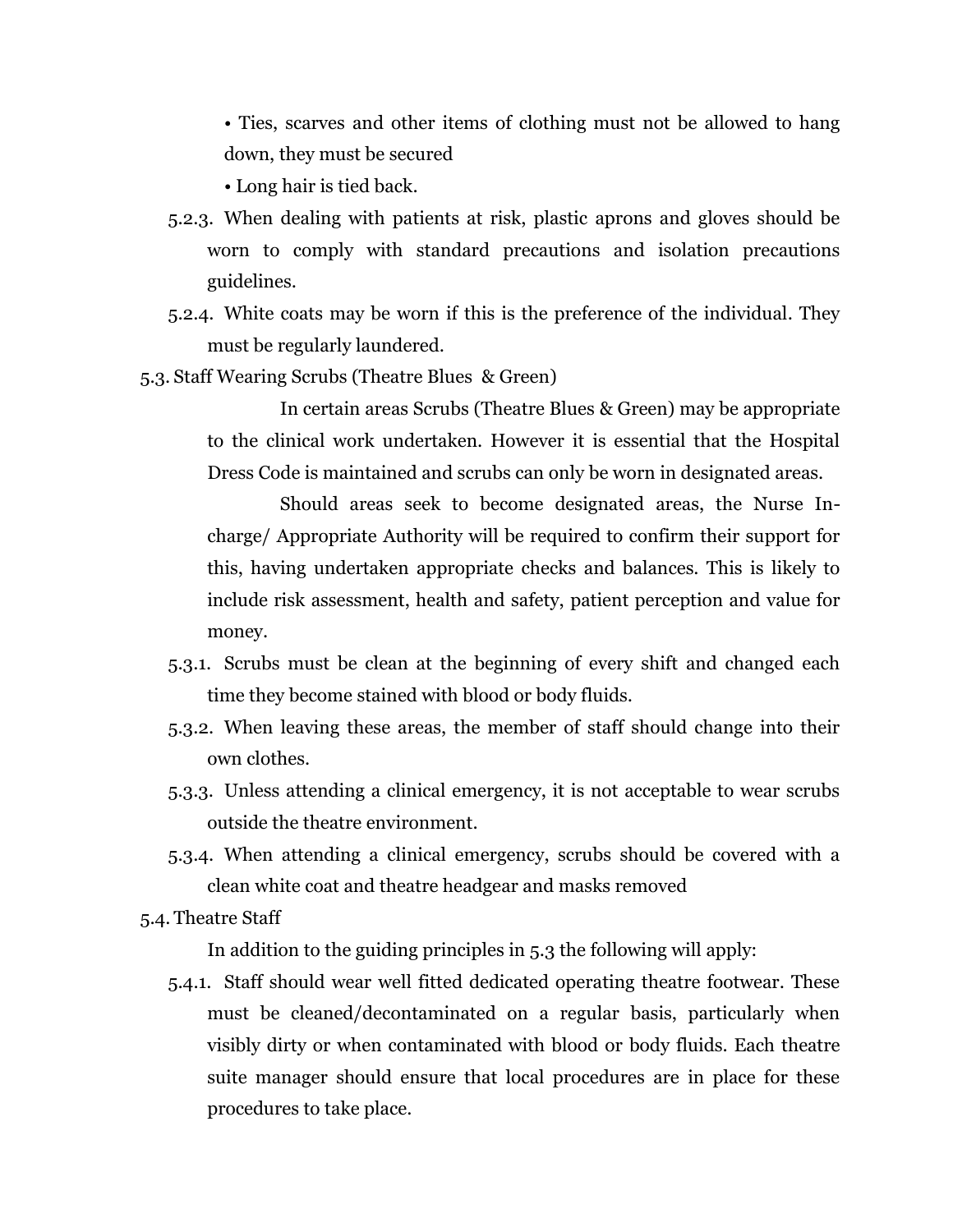- Ties, scarves and other items of clothing must not be allowed to hang down, they must be secured
- Long hair is tied back.

5.2.3. When dealing with patients at risk, plastic aprons and gloves should be worn to comply with standard precautions and isolation precautions guidelines.

5.2.4. White coats may be worn if this is the preference of the individual. They must be regularly laundered.

### 5.3. Staff Wearing Scrubs (Theatre Blues & Green)

In certain areas Scrubs (Theatre Blues & Green) may be appropriate to the clinical work undertaken. However it is essential that the Hospital Dress Code is maintained and scrubs can only be worn in designated areas.

Should areas seek to become designated areas, the Nurse In-charge/ Appropriate Authority will be required to confirm their support for this, having undertaken appropriate checks and balances. This is likely to include risk assessment, health and safety, patient perception and value for money.

5.3.1. Scrubs must be clean at the beginning of every shift and changed each time they become stained with blood or body fluids.

5.3.2. When leaving these areas, the member of staff should change into their own clothes.

5.3.3. Unless attending a clinical emergency, it is not acceptable to wear scrubs outside the theatre environment.

5.3.4. When attending a clinical emergency, scrubs should be covered with a clean white coat and theatre headgear and masks removed

### 5.4. Theatre Staff

In addition to the guiding principles in 5.3 the following will apply:

5.4.1. Staff should wear well fitted dedicated operating theatre footwear. These must be cleaned/decontaminated on a regular basis, particularly when visibly dirty or when contaminated with blood or body fluids. Each theatre suite manager should ensure that local procedures are in place for these procedures to take place.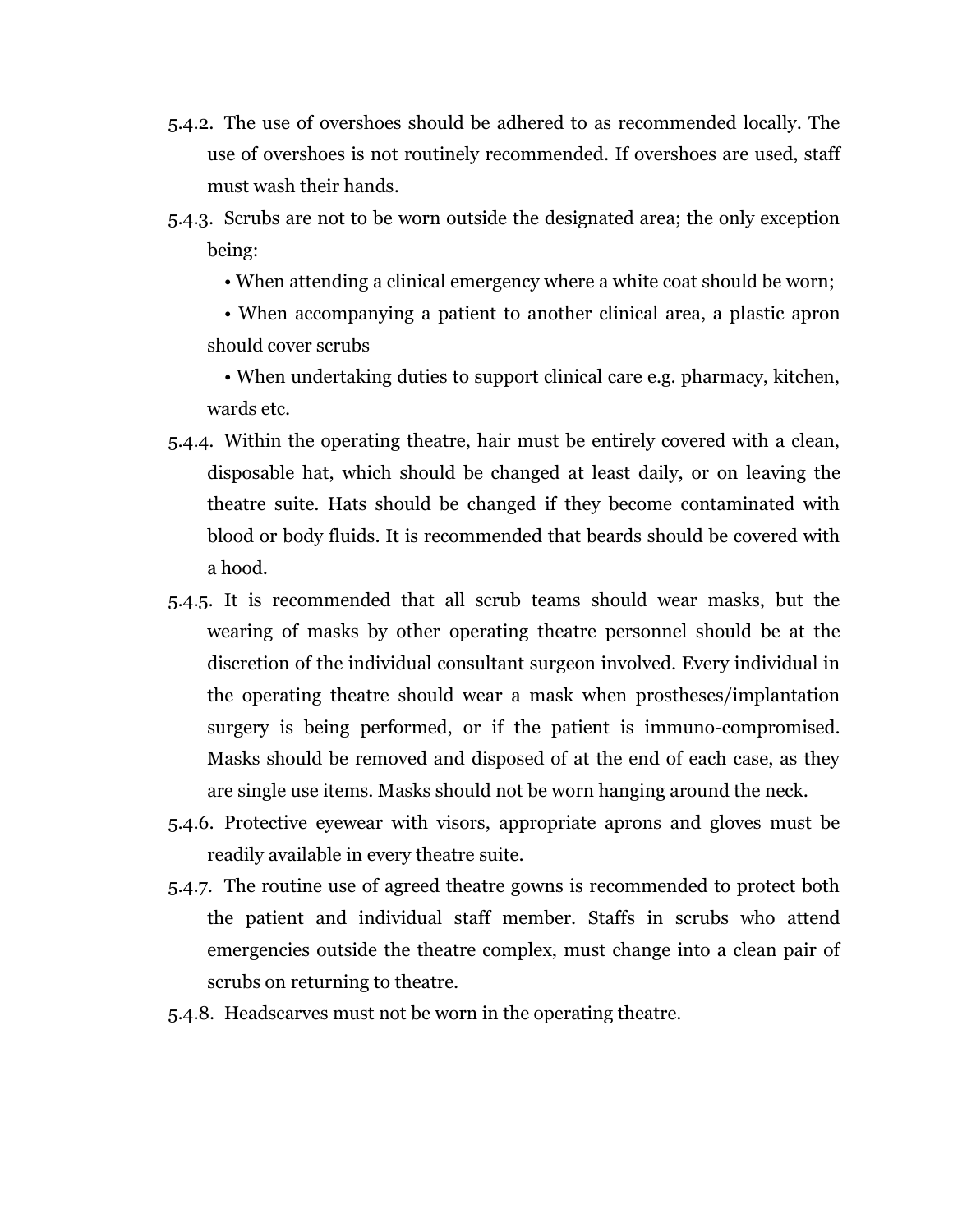5.4.2. The use of overshoes should be adhered to as recommended locally. The use of overshoes is not routinely recommended. If overshoes are used, staff must wash their hands.

5.4.3. Scrubs are not to be worn outside the designated area; the only exception being:

- When attending a clinical emergency where a white coat should be worn;
- When accompanying a patient to another clinical area, a plastic apron should cover scrubs
- When undertaking duties to support clinical care e.g. pharmacy, kitchen, wards etc.

5.4.4. Within the operating theatre, hair must be entirely covered with a clean, disposable hat, which should be changed at least daily, or on leaving the theatre suite. Hats should be changed if they become contaminated with blood or body fluids. It is recommended that beards should be covered with a hood.

5.4.5. It is recommended that all scrub teams should wear masks, but the wearing of masks by other operating theatre personnel should be at the discretion of the individual consultant surgeon involved. Every individual in the operating theatre should wear a mask when prostheses/implantation surgery is being performed, or if the patient is immuno-compromised. Masks should be removed and disposed of at the end of each case, as they are single use items. Masks should not be worn hanging around the neck.

5.4.6. Protective eyewear with visors, appropriate aprons and gloves must be readily available in every theatre suite.

5.4.7. The routine use of agreed theatre gowns is recommended to protect both the patient and individual staff member. Staffs in scrubs who attend emergencies outside the theatre complex, must change into a clean pair of scrubs on returning to theatre.

5.4.8. Headscarves must not be worn in the operating theatre.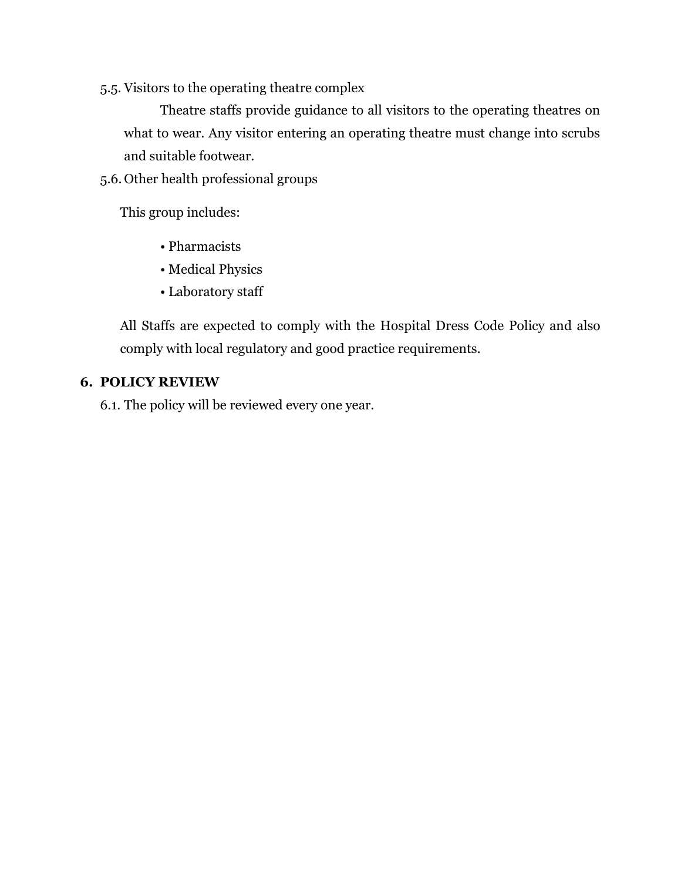5.5. Visitors to the operating theatre complex

Theatre staffs provide guidance to all visitors to the operating theatres on what to wear. Any visitor entering an operating theatre must change into scrubs and suitable footwear.

5.6. Other health professional groups

This group includes:

- Pharmacists
- Medical Physics
- Laboratory staff

All Staffs are expected to comply with the Hospital Dress Code Policy and also comply with local regulatory and good practice requirements.

## 6. POLICY REVIEW

6.1. The policy will be reviewed every one year.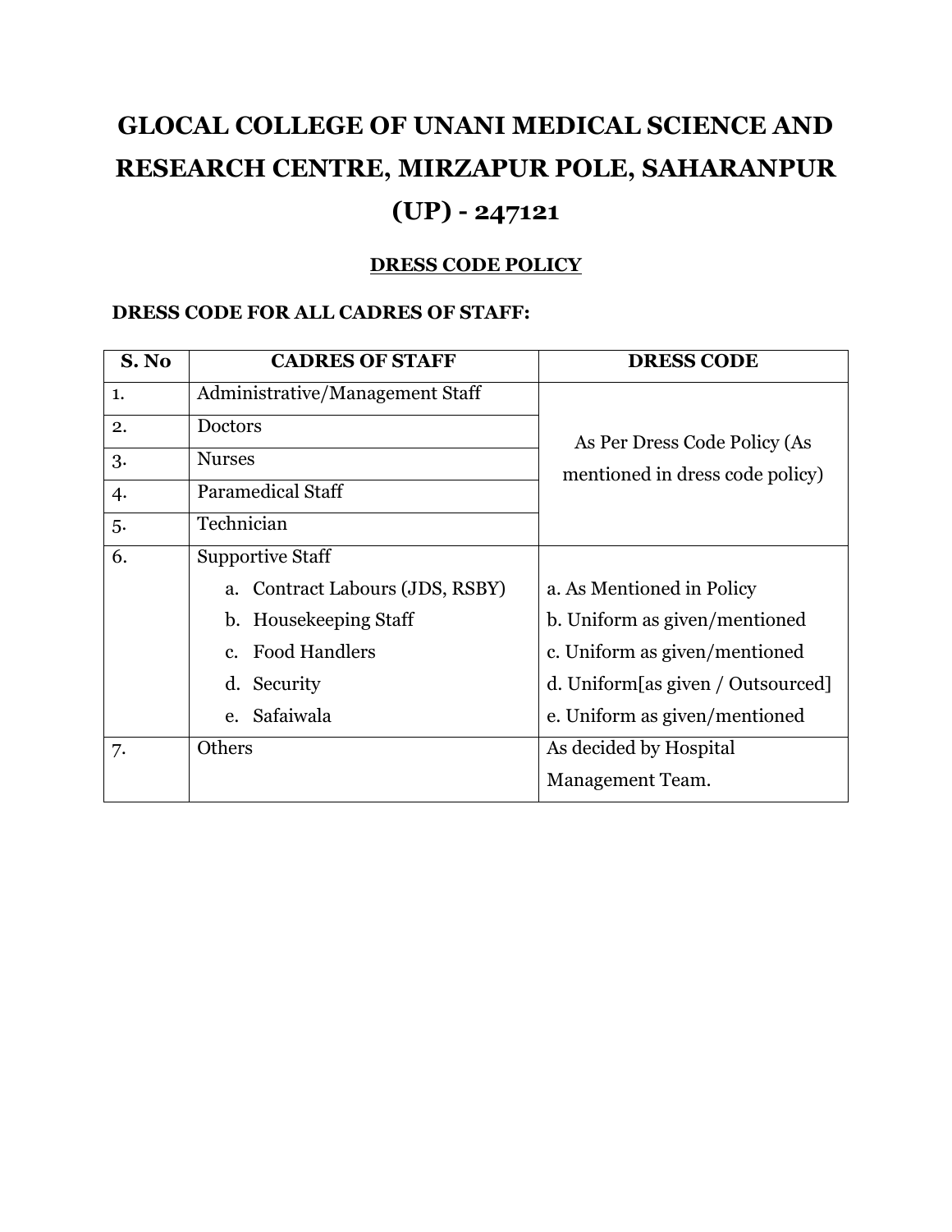# GLOCAL COLLEGE OF UNANI MEDICAL SCIENCE AND RESEARCH CENTRE, MIRZAPUR POLE, SAHARANPUR (UP) - 247121

## DRESS CODE POLICY

### DRESS CODE FOR ALL CADRES OF STAFF:

| S. No | CADRES OF STAFF | DRESS CODE |
|---|---|---|
| 1. | Administrative/Management Staff | As Per Dress Code Policy (As mentioned in dress code policy) |
| 2. | Doctors | |
| 3. | Nurses | |
| 4. | Paramedical Staff | |
| 5. | Technician | |
| 6. | Supportive Staff<br>a. Contract Labours (JDS, RSBY)<br>b. Housekeeping Staff<br>c. Food Handlers<br>d. Security<br>e. Safaiwala | <br>a. As Mentioned in Policy<br>b. Uniform as given/mentioned<br>c. Uniform as given/mentioned<br>d. Uniform[as given / Outsourced]<br>e. Uniform as given/mentioned |
| 7. | Others | As decided by Hospital Management Team. |